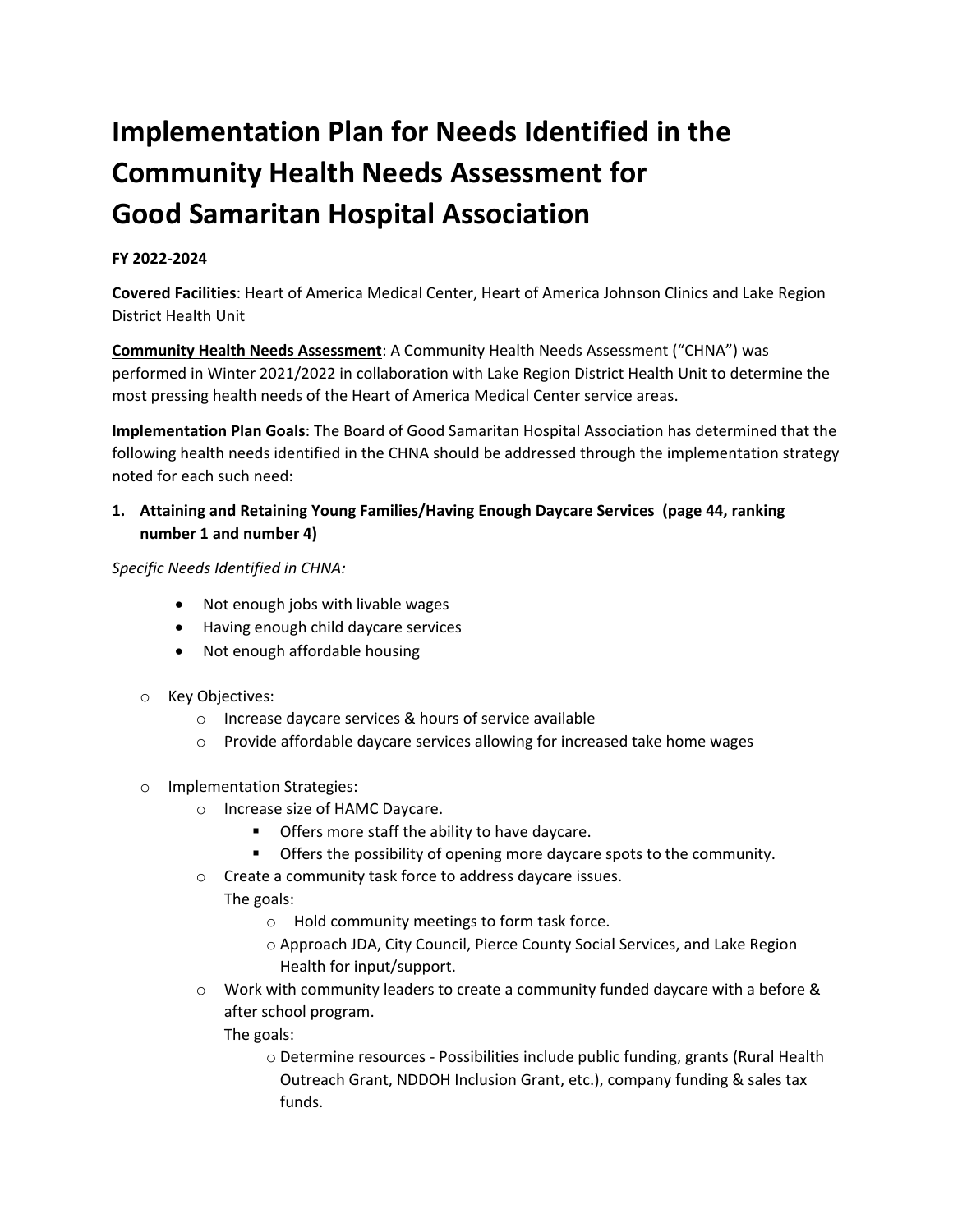# Implementation Plan for Needs Identified in the Community Health Needs Assessment for Good Samaritan Hospital Association

**FY 2022-2024**

**Covered Facilities**: Heart of America Medical Center, Heart of America Johnson Clinics and Lake Region District Health Unit

**Community Health Needs Assessment**: A Community Health Needs Assessment ("CHNA") was performed in Winter 2021/2022 in collaboration with Lake Region District Health Unit to determine the most pressing health needs of the Heart of America Medical Center service areas.

**Implementation Plan Goals**: The Board of Good Samaritan Hospital Association has determined that the following health needs identified in the CHNA should be addressed through the implementation strategy noted for each such need:

1. **Attaining and Retaining Young Families/Having Enough Daycare Services (page 44, ranking number 1 and number 4)**

*Specific Needs Identified in CHNA:*

- Not enough jobs with livable wages
- Having enough child daycare services
- Not enough affordable housing

- Key Objectives:
  - Increase daycare services & hours of service available
  - Provide affordable daycare services allowing for increased take home wages

- Implementation Strategies:
  - Increase size of HAMC Daycare.
    - Offers more staff the ability to have daycare.
    - Offers the possibility of opening more daycare spots to the community.
  - Create a community task force to address daycare issues.
    The goals:
    - Hold community meetings to form task force.
    - Approach JDA, City Council, Pierce County Social Services, and Lake Region Health for input/support.
  - Work with community leaders to create a community funded daycare with a before & after school program.
    The goals:
    - Determine resources - Possibilities include public funding, grants (Rural Health Outreach Grant, NDDOH Inclusion Grant, etc.), company funding & sales tax funds.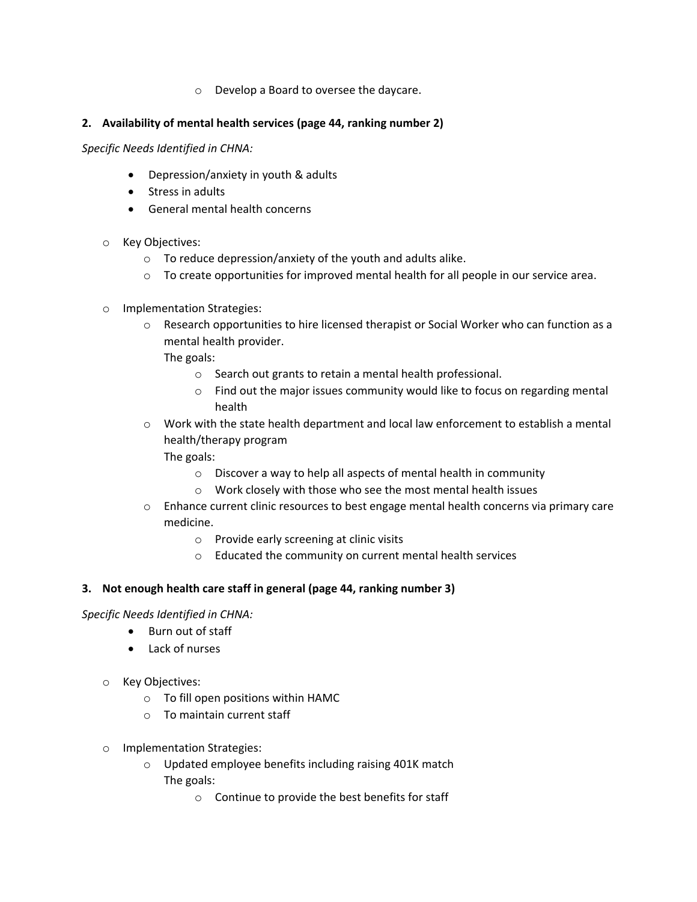- Develop a Board to oversee the daycare.

**2. Availability of mental health services (page 44, ranking number 2)**

*Specific Needs Identified in CHNA:*

- Depression/anxiety in youth & adults
- Stress in adults
- General mental health concerns

- Key Objectives:
  - To reduce depression/anxiety of the youth and adults alike.
  - To create opportunities for improved mental health for all people in our service area.

- Implementation Strategies:
  - Research opportunities to hire licensed therapist or Social Worker who can function as a mental health provider.
    The goals:
    - Search out grants to retain a mental health professional.
    - Find out the major issues community would like to focus on regarding mental health
  - Work with the state health department and local law enforcement to establish a mental health/therapy program
    The goals:
    - Discover a way to help all aspects of mental health in community
    - Work closely with those who see the most mental health issues
  - Enhance current clinic resources to best engage mental health concerns via primary care medicine.
    - Provide early screening at clinic visits
    - Educated the community on current mental health services

**3. Not enough health care staff in general (page 44, ranking number 3)**

*Specific Needs Identified in CHNA:*

- Burn out of staff
- Lack of nurses

- Key Objectives:
  - To fill open positions within HAMC
  - To maintain current staff

- Implementation Strategies:
  - Updated employee benefits including raising 401K match
    The goals:
    - Continue to provide the best benefits for staff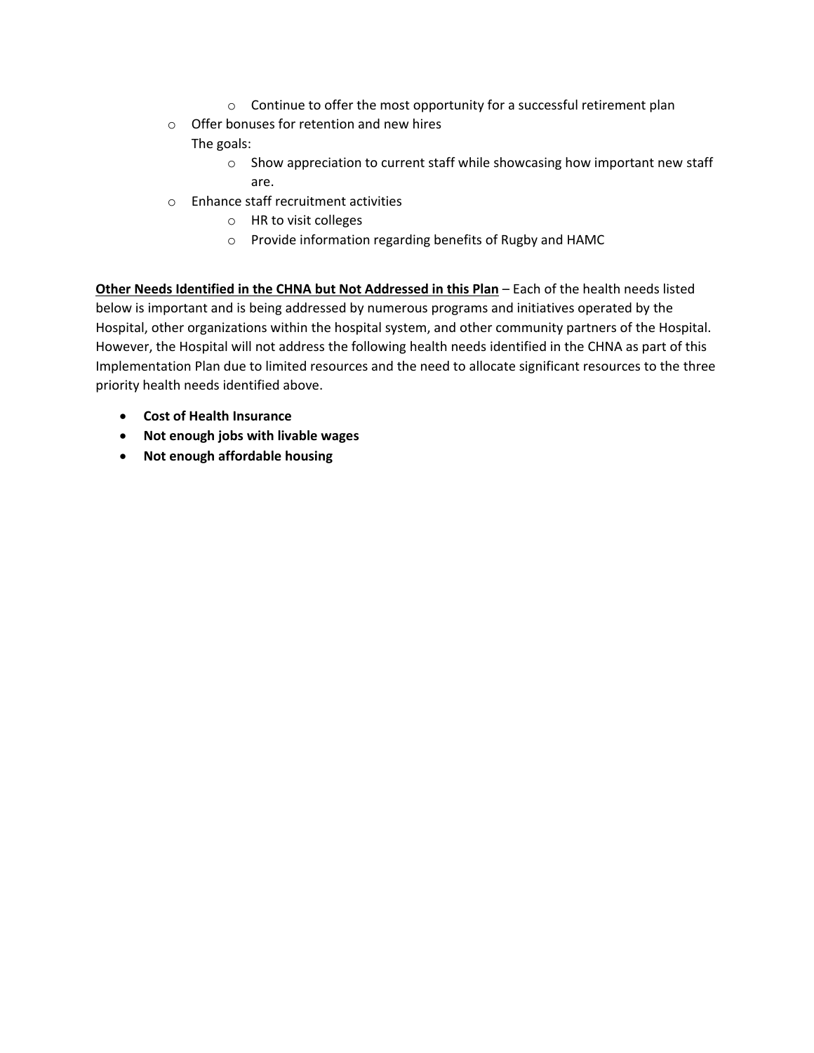- Continue to offer the most opportunity for a successful retirement plan
  - Offer bonuses for retention and new hires

    The goals:
    - Show appreciation to current staff while showcasing how important new staff are.
  - Enhance staff recruitment activities
    - HR to visit colleges
    - Provide information regarding benefits of Rugby and HAMC

**Other Needs Identified in the CHNA but Not Addressed in this Plan** – Each of the health needs listed below is important and is being addressed by numerous programs and initiatives operated by the Hospital, other organizations within the hospital system, and other community partners of the Hospital. However, the Hospital will not address the following health needs identified in the CHNA as part of this Implementation Plan due to limited resources and the need to allocate significant resources to the three priority health needs identified above.

- **Cost of Health Insurance**
- **Not enough jobs with livable wages**
- **Not enough affordable housing**